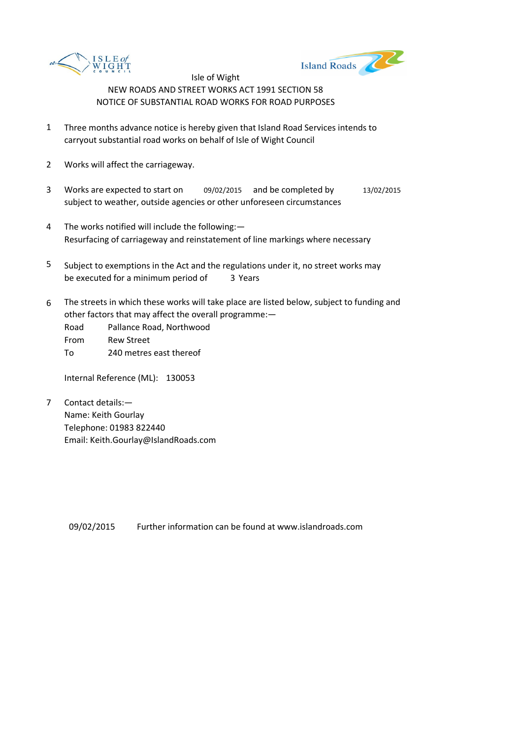Isle of Wight

NEW ROADS AND STREET WORKS ACT 1991 SECTION 58

NOTICE OF SUBSTANTIAL ROAD WORKS FOR ROAD PURPOSES

1. Three months advance notice is hereby given that Island Road Services intends to carryout substantial road works on behalf of Isle of Wight Council

2. Works will affect the carriageway.

3. Works are expected to start on 09/02/2015 and be completed by 13/02/2015 subject to weather, outside agencies or other unforeseen circumstances

4. The works notified will include the following:—
   Resurfacing of carriageway and reinstatement of line markings where necessary

5. Subject to exemptions in the Act and the regulations under it, no street works may be executed for a minimum period of 3 Years

6. The streets in which these works will take place are listed below, subject to funding and other factors that may affect the overall programme:—

   Road Pallance Road, Northwood
   From Rew Street
   To 240 metres east thereof

   Internal Reference (ML): 130053

7. Contact details:—
   Name: Keith Gourlay
   Telephone: 01983 822440
   Email: Keith.Gourlay@IslandRoads.com

09/02/2015 Further information can be found at www.islandroads.com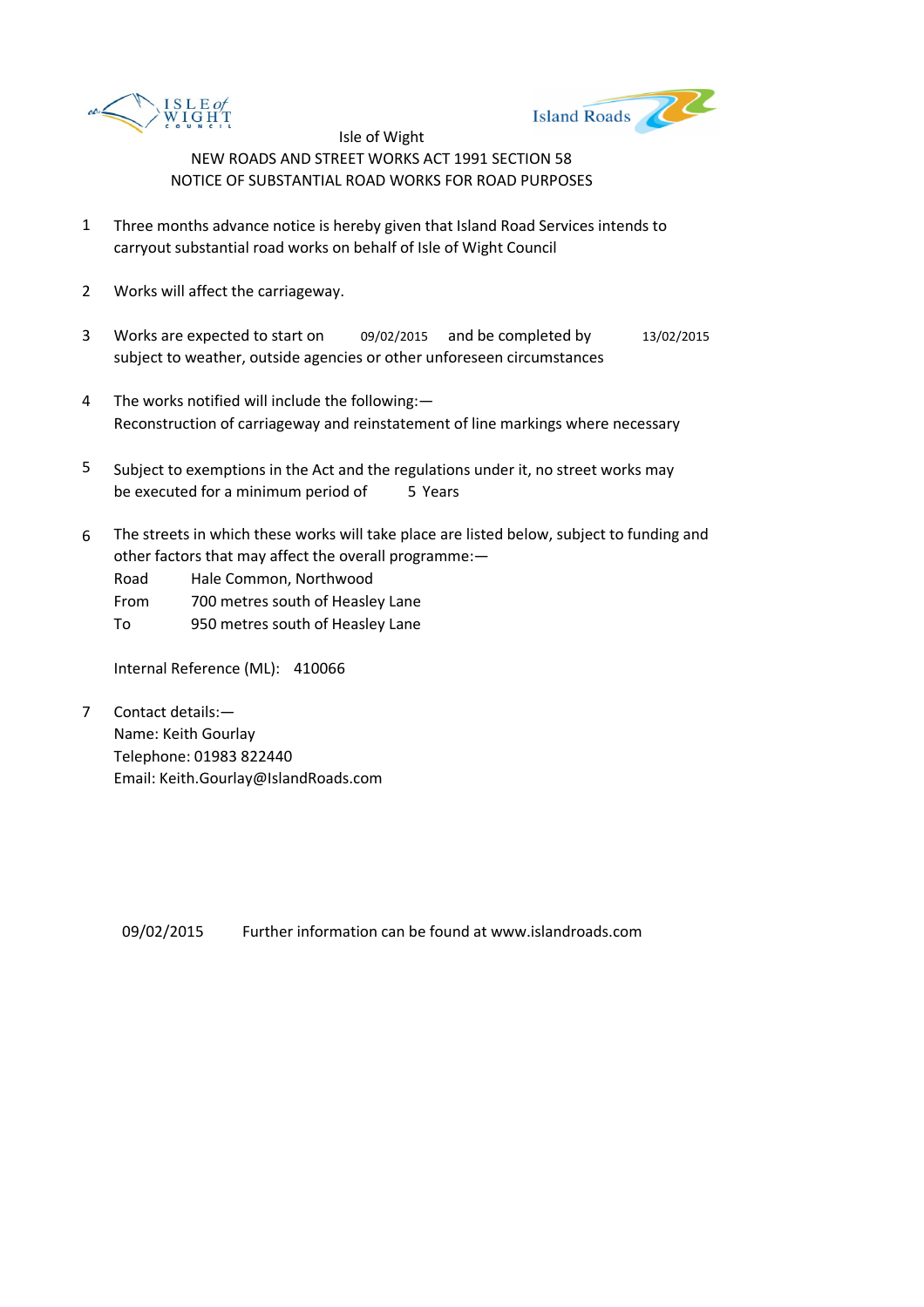Isle of Wight

NEW ROADS AND STREET WORKS ACT 1991 SECTION 58

NOTICE OF SUBSTANTIAL ROAD WORKS FOR ROAD PURPOSES

1. Three months advance notice is hereby given that Island Road Services intends to carryout substantial road works on behalf of Isle of Wight Council

2. Works will affect the carriageway.

3. Works are expected to start on 09/02/2015 and be completed by 13/02/2015 subject to weather, outside agencies or other unforeseen circumstances

4. The works notified will include the following:— Reconstruction of carriageway and reinstatement of line markings where necessary

5. Subject to exemptions in the Act and the regulations under it, no street works may be executed for a minimum period of 5 Years

6. The streets in which these works will take place are listed below, subject to funding and other factors that may affect the overall programme:—

   Road Hale Common, Northwood
   From 700 metres south of Heasley Lane
   To 950 metres south of Heasley Lane

   Internal Reference (ML): 410066

7. Contact details:—
   Name: Keith Gourlay
   Telephone: 01983 822440
   Email: Keith.Gourlay@IslandRoads.com

09/02/2015 Further information can be found at www.islandroads.com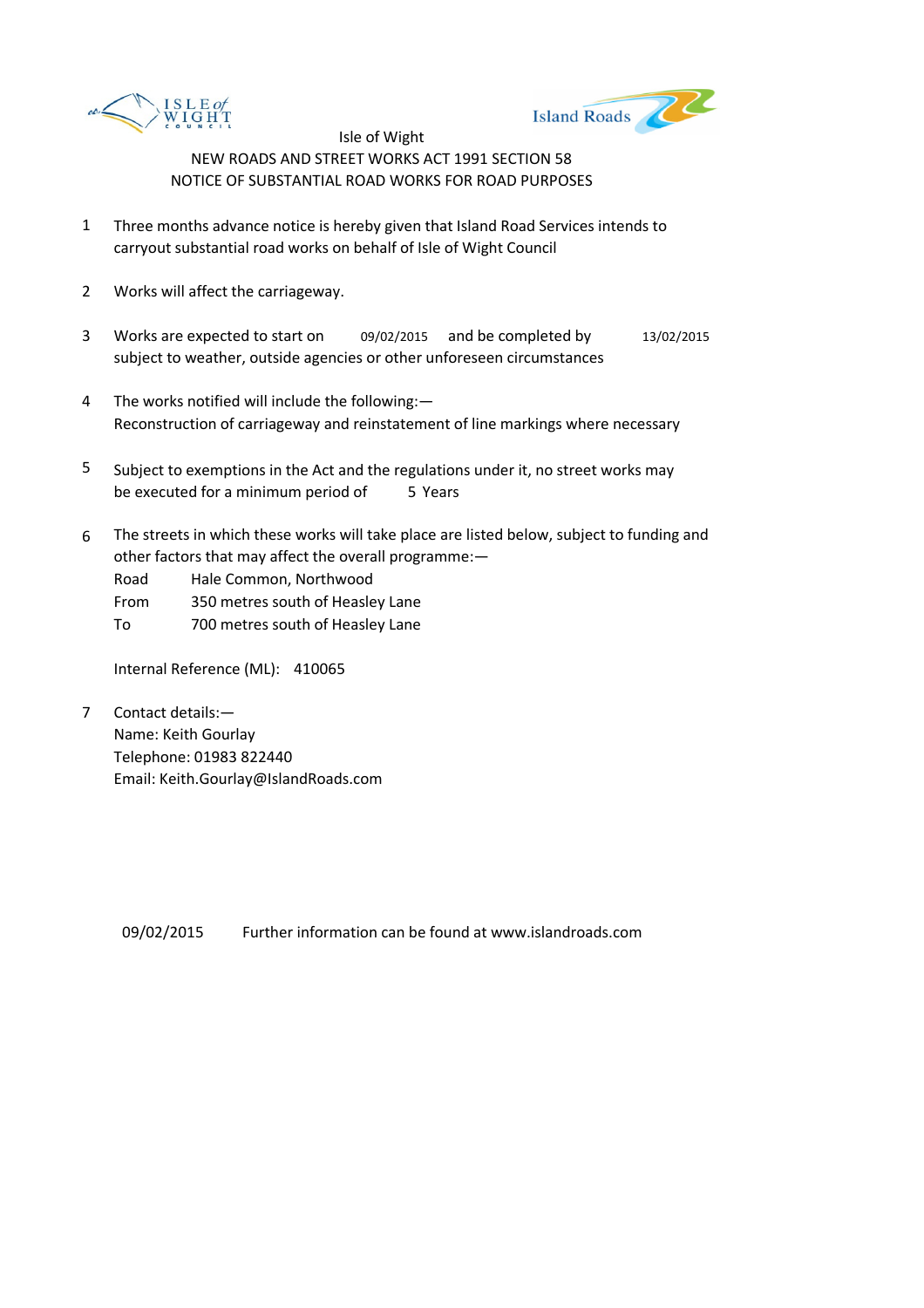Isle of Wight

NEW ROADS AND STREET WORKS ACT 1991 SECTION 58

NOTICE OF SUBSTANTIAL ROAD WORKS FOR ROAD PURPOSES

1. Three months advance notice is hereby given that Island Road Services intends to carryout substantial road works on behalf of Isle of Wight Council

2. Works will affect the carriageway.

3. Works are expected to start on 09/02/2015 and be completed by 13/02/2015 subject to weather, outside agencies or other unforeseen circumstances

4. The works notified will include the following:—
   Reconstruction of carriageway and reinstatement of line markings where necessary

5. Subject to exemptions in the Act and the regulations under it, no street works may be executed for a minimum period of 5 Years

6. The streets in which these works will take place are listed below, subject to funding and other factors that may affect the overall programme:—

   Road Hale Common, Northwood
   From 350 metres south of Heasley Lane
   To 700 metres south of Heasley Lane

   Internal Reference (ML): 410065

7. Contact details:—
   Name: Keith Gourlay
   Telephone: 01983 822440
   Email: Keith.Gourlay@IslandRoads.com

09/02/2015 Further information can be found at www.islandroads.com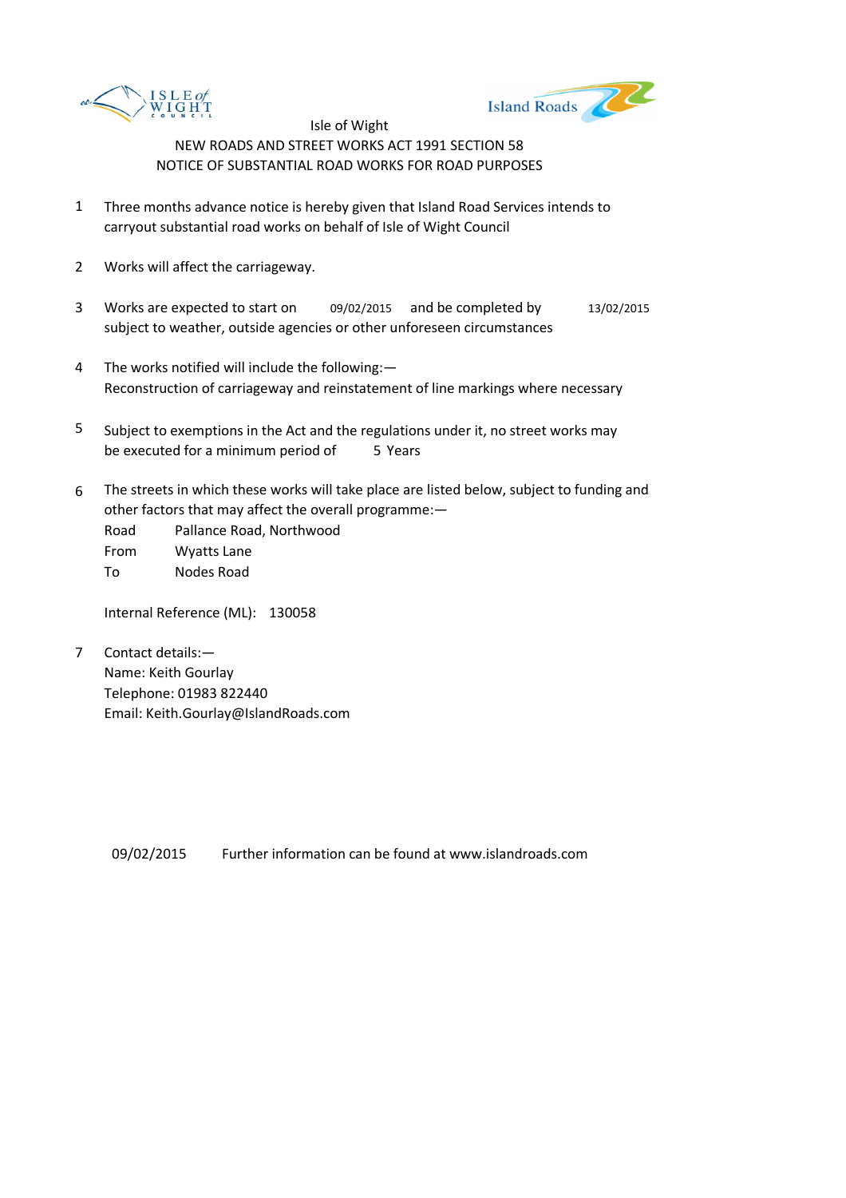Isle of Wight

NEW ROADS AND STREET WORKS ACT 1991 SECTION 58

NOTICE OF SUBSTANTIAL ROAD WORKS FOR ROAD PURPOSES

1. Three months advance notice is hereby given that Island Road Services intends to carryout substantial road works on behalf of Isle of Wight Council

2. Works will affect the carriageway.

3. Works are expected to start on 09/02/2015 and be completed by 13/02/2015 subject to weather, outside agencies or other unforeseen circumstances

4. The works notified will include the following:— Reconstruction of carriageway and reinstatement of line markings where necessary

5. Subject to exemptions in the Act and the regulations under it, no street works may be executed for a minimum period of 5 Years

6. The streets in which these works will take place are listed below, subject to funding and other factors that may affect the overall programme:—

   Road Pallance Road, Northwood
   From Wyatts Lane
   To Nodes Road

   Internal Reference (ML): 130058

7. Contact details:—
   Name: Keith Gourlay
   Telephone: 01983 822440
   Email: Keith.Gourlay@IslandRoads.com

09/02/2015 Further information can be found at www.islandroads.com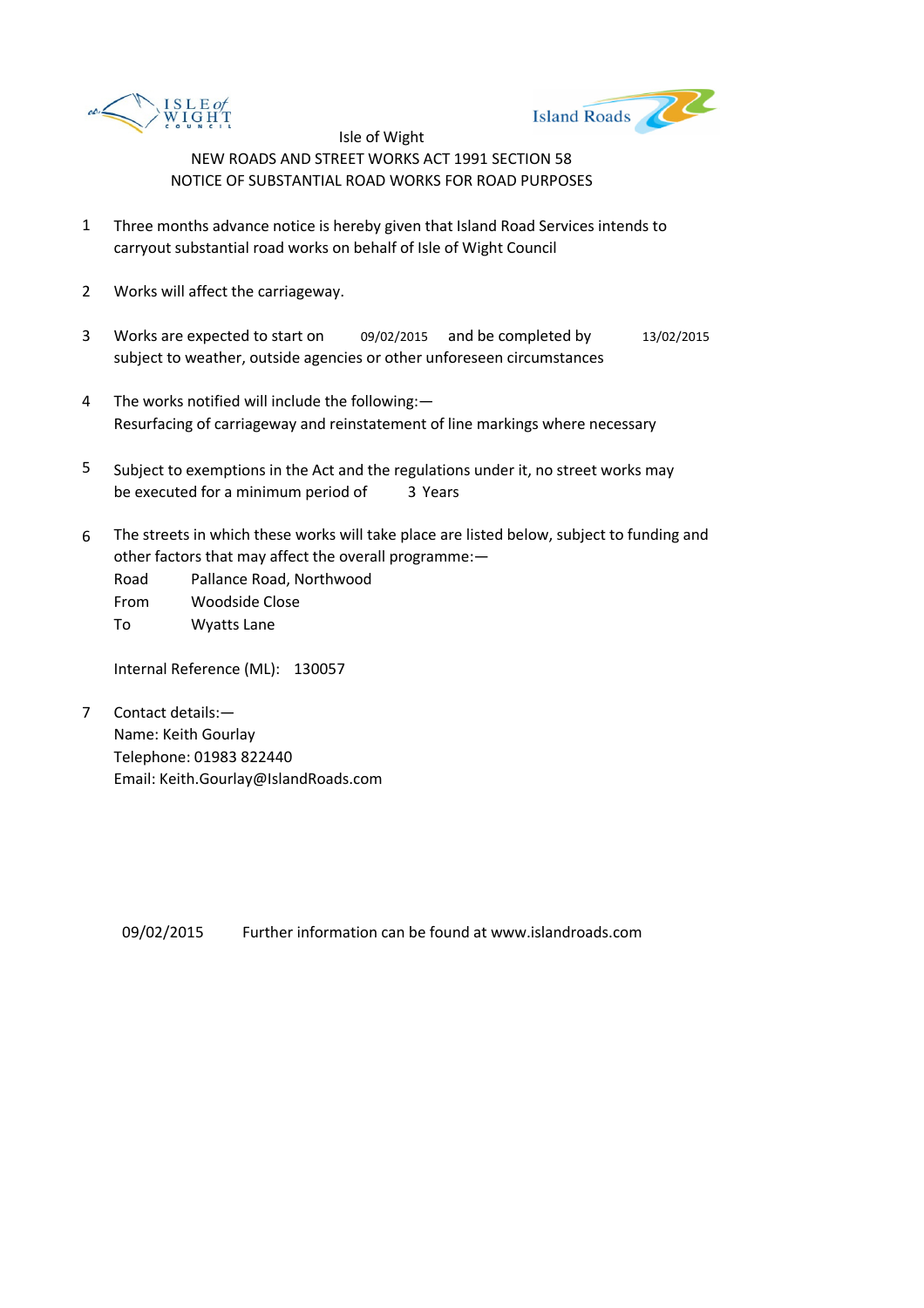Isle of Wight

NEW ROADS AND STREET WORKS ACT 1991 SECTION 58

NOTICE OF SUBSTANTIAL ROAD WORKS FOR ROAD PURPOSES

1. Three months advance notice is hereby given that Island Road Services intends to carryout substantial road works on behalf of Isle of Wight Council

2. Works will affect the carriageway.

3. Works are expected to start on 09/02/2015 and be completed by 13/02/2015 subject to weather, outside agencies or other unforeseen circumstances

4. The works notified will include the following:—
   Resurfacing of carriageway and reinstatement of line markings where necessary

5. Subject to exemptions in the Act and the regulations under it, no street works may be executed for a minimum period of 3 Years

6. The streets in which these works will take place are listed below, subject to funding and other factors that may affect the overall programme:—

   Road Pallance Road, Northwood
   From Woodside Close
   To Wyatts Lane

   Internal Reference (ML): 130057

7. Contact details:—
   Name: Keith Gourlay
   Telephone: 01983 822440
   Email: Keith.Gourlay@IslandRoads.com

09/02/2015 Further information can be found at www.islandroads.com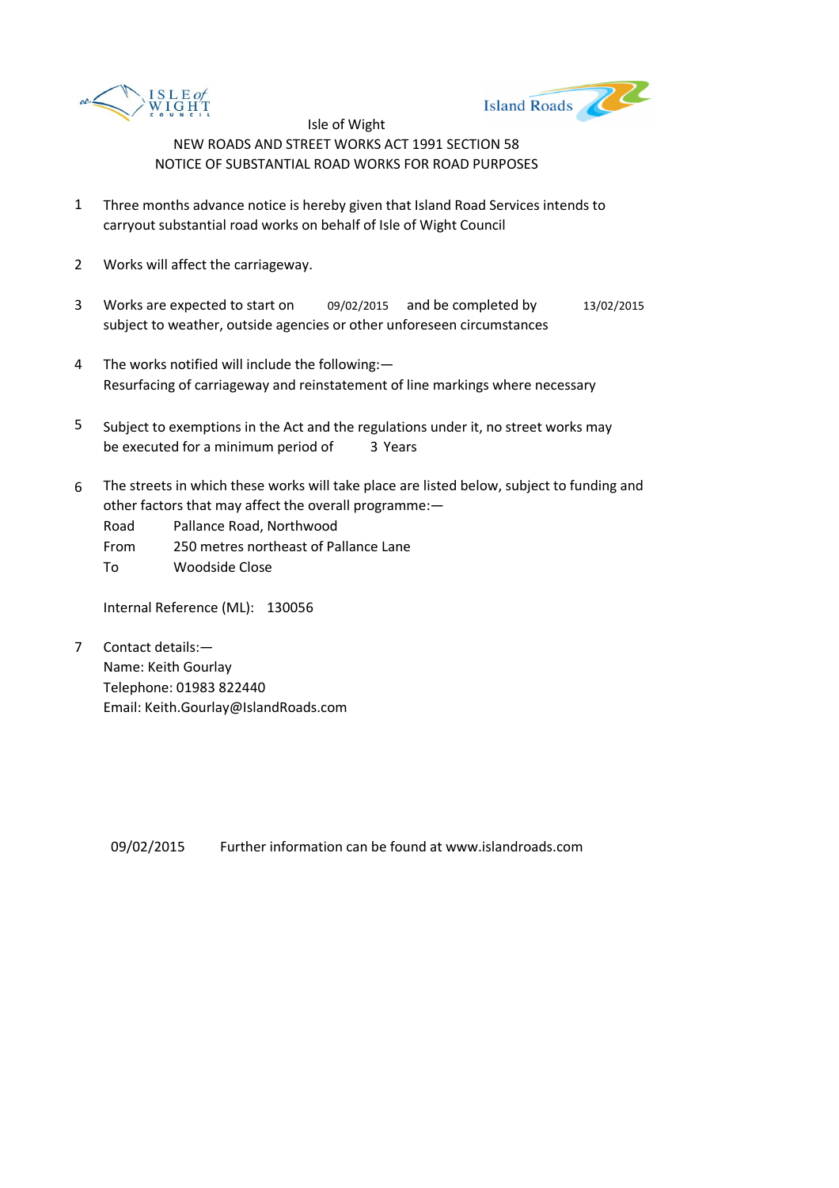Isle of Wight

NEW ROADS AND STREET WORKS ACT 1991 SECTION 58

NOTICE OF SUBSTANTIAL ROAD WORKS FOR ROAD PURPOSES

1. Three months advance notice is hereby given that Island Road Services intends to carryout substantial road works on behalf of Isle of Wight Council

2. Works will affect the carriageway.

3. Works are expected to start on 09/02/2015 and be completed by 13/02/2015 subject to weather, outside agencies or other unforeseen circumstances

4. The works notified will include the following:—
   Resurfacing of carriageway and reinstatement of line markings where necessary

5. Subject to exemptions in the Act and the regulations under it, no street works may be executed for a minimum period of 3 Years

6. The streets in which these works will take place are listed below, subject to funding and other factors that may affect the overall programme:—

   Road Pallance Road, Northwood
   From 250 metres northeast of Pallance Lane
   To Woodside Close

   Internal Reference (ML): 130056

7. Contact details:—
   Name: Keith Gourlay
   Telephone: 01983 822440
   Email: Keith.Gourlay@IslandRoads.com

09/02/2015 Further information can be found at www.islandroads.com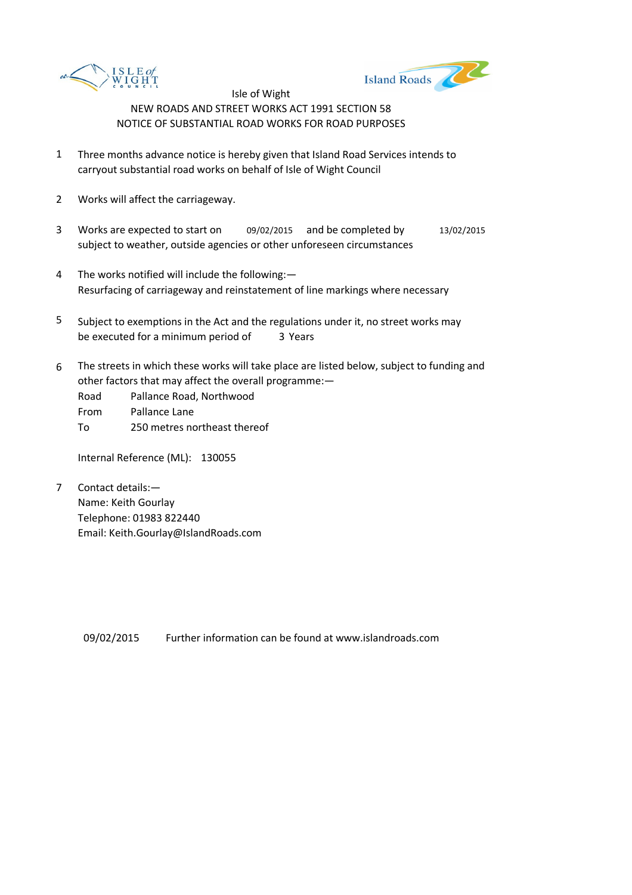Isle of Wight

NEW ROADS AND STREET WORKS ACT 1991 SECTION 58

NOTICE OF SUBSTANTIAL ROAD WORKS FOR ROAD PURPOSES

1. Three months advance notice is hereby given that Island Road Services intends to carryout substantial road works on behalf of Isle of Wight Council

2. Works will affect the carriageway.

3. Works are expected to start on 09/02/2015 and be completed by 13/02/2015 subject to weather, outside agencies or other unforeseen circumstances

4. The works notified will include the following:—
   Resurfacing of carriageway and reinstatement of line markings where necessary

5. Subject to exemptions in the Act and the regulations under it, no street works may be executed for a minimum period of 3 Years

6. The streets in which these works will take place are listed below, subject to funding and other factors that may affect the overall programme:—

   Road Pallance Road, Northwood
   From Pallance Lane
   To 250 metres northeast thereof

   Internal Reference (ML): 130055

7. Contact details:—
   Name: Keith Gourlay
   Telephone: 01983 822440
   Email: Keith.Gourlay@IslandRoads.com

09/02/2015 Further information can be found at www.islandroads.com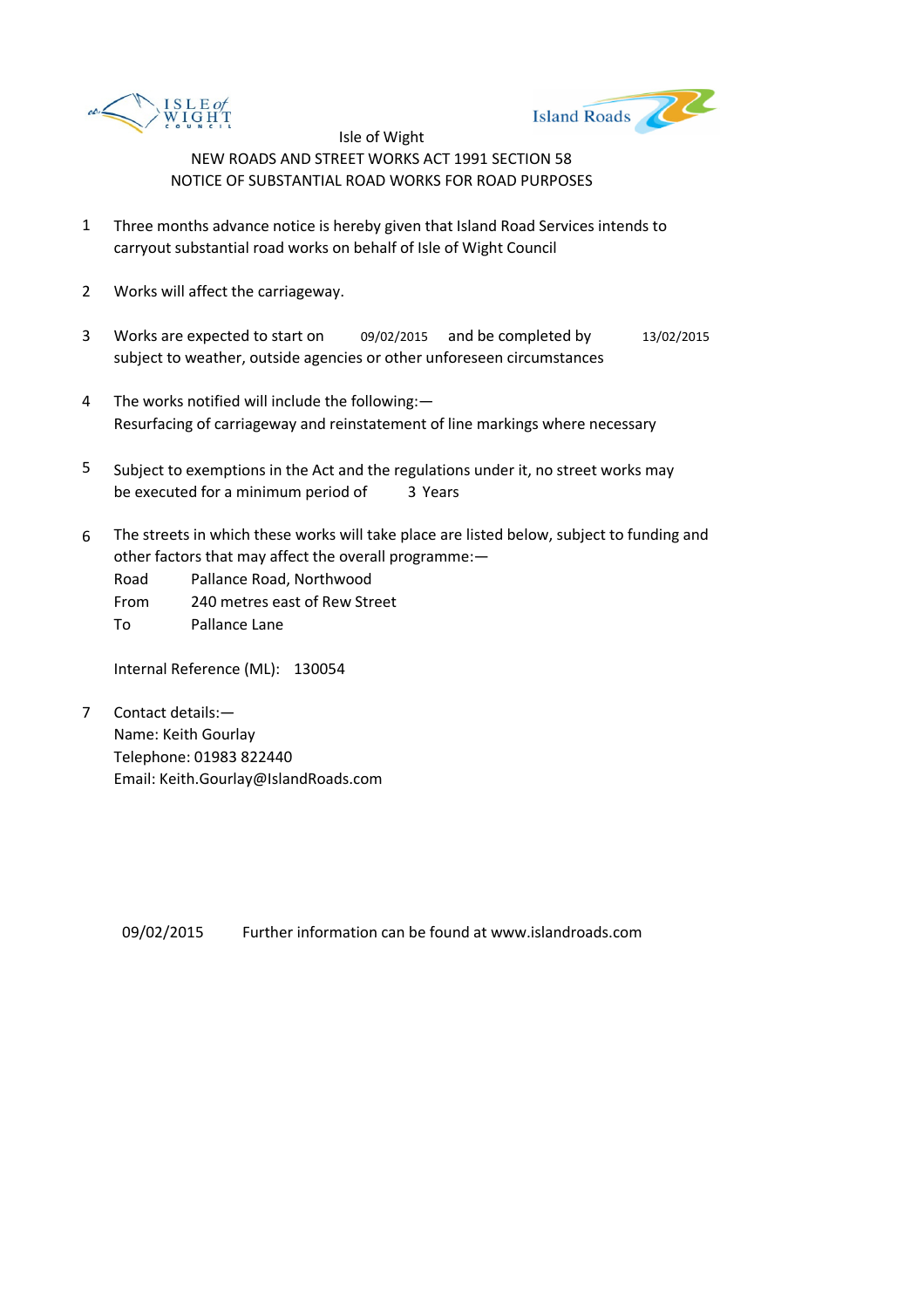Isle of Wight

NEW ROADS AND STREET WORKS ACT 1991 SECTION 58

NOTICE OF SUBSTANTIAL ROAD WORKS FOR ROAD PURPOSES

1. Three months advance notice is hereby given that Island Road Services intends to carryout substantial road works on behalf of Isle of Wight Council

2. Works will affect the carriageway.

3. Works are expected to start on 09/02/2015 and be completed by 13/02/2015 subject to weather, outside agencies or other unforeseen circumstances

4. The works notified will include the following:—
   Resurfacing of carriageway and reinstatement of line markings where necessary

5. Subject to exemptions in the Act and the regulations under it, no street works may be executed for a minimum period of 3 Years

6. The streets in which these works will take place are listed below, subject to funding and other factors that may affect the overall programme:—

   Road Pallance Road, Northwood
   From 240 metres east of Rew Street
   To Pallance Lane

   Internal Reference (ML): 130054

7. Contact details:—
   Name: Keith Gourlay
   Telephone: 01983 822440
   Email: Keith.Gourlay@IslandRoads.com

09/02/2015 Further information can be found at www.islandroads.com